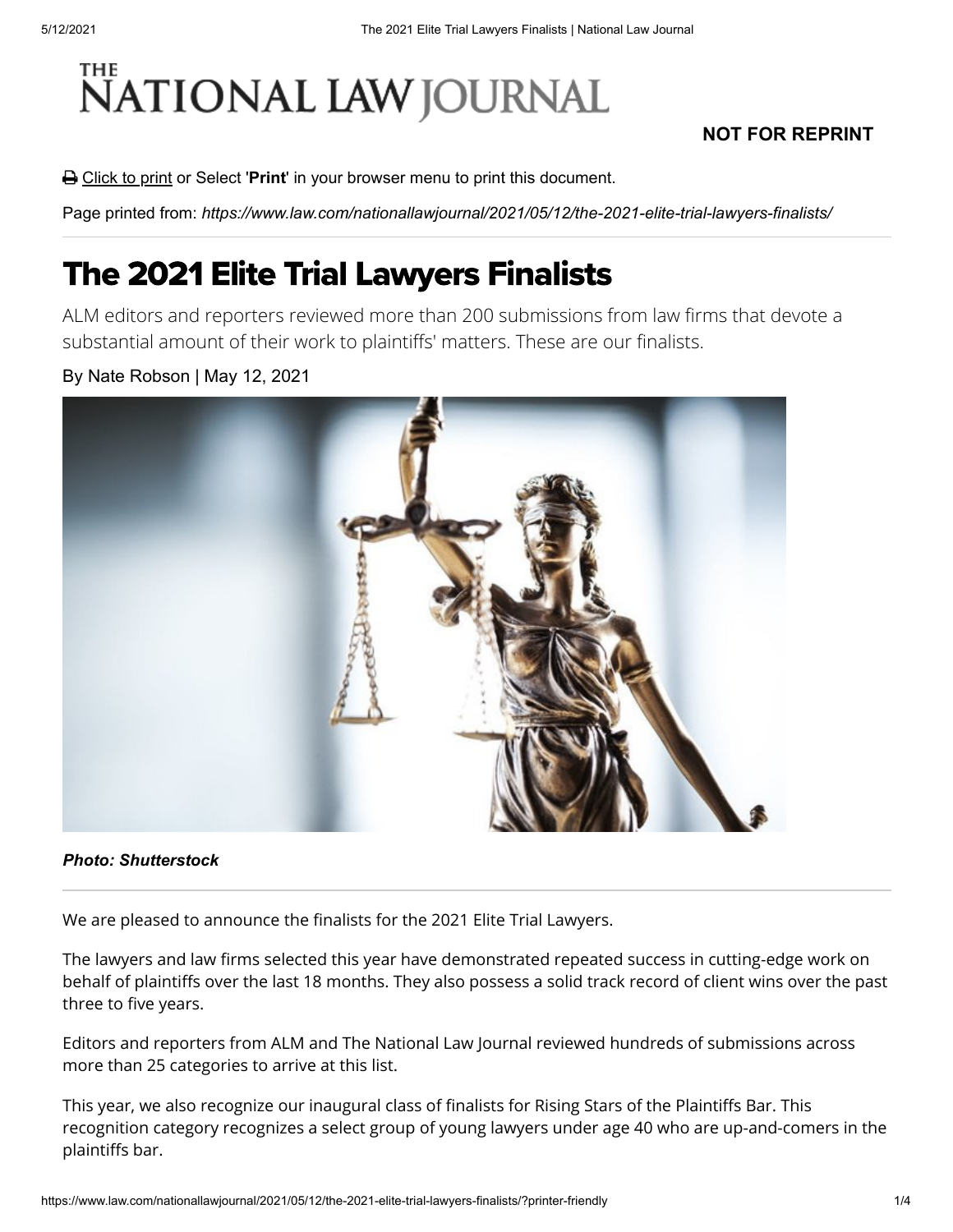# THE NATIONAL LAW JOURNAL

**NOT FOR REPRINT**

Click to print or Select '**Print**' in your browser menu to print this document.

Page printed from: *https://www.law.com/nationallawjournal/2021/05/12/the-2021-elite-trial-lawyers-finalists/*

# The 2021 Elite Trial Lawyers Finalists

ALM editors and reporters reviewed more than 200 submissions from law firms that devote a substantial amount of their work to plaintiffs' matters. These are our finalists.

By Nate Robson | May 12, 2021

***Photo: Shutterstock***

We are pleased to announce the finalists for the 2021 Elite Trial Lawyers.

The lawyers and law firms selected this year have demonstrated repeated success in cutting-edge work on behalf of plaintiffs over the last 18 months. They also possess a solid track record of client wins over the past three to five years.

Editors and reporters from ALM and The National Law Journal reviewed hundreds of submissions across more than 25 categories to arrive at this list.

This year, we also recognize our inaugural class of finalists for Rising Stars of the Plaintiffs Bar. This recognition category recognizes a select group of young lawyers under age 40 who are up-and-comers in the plaintiffs bar.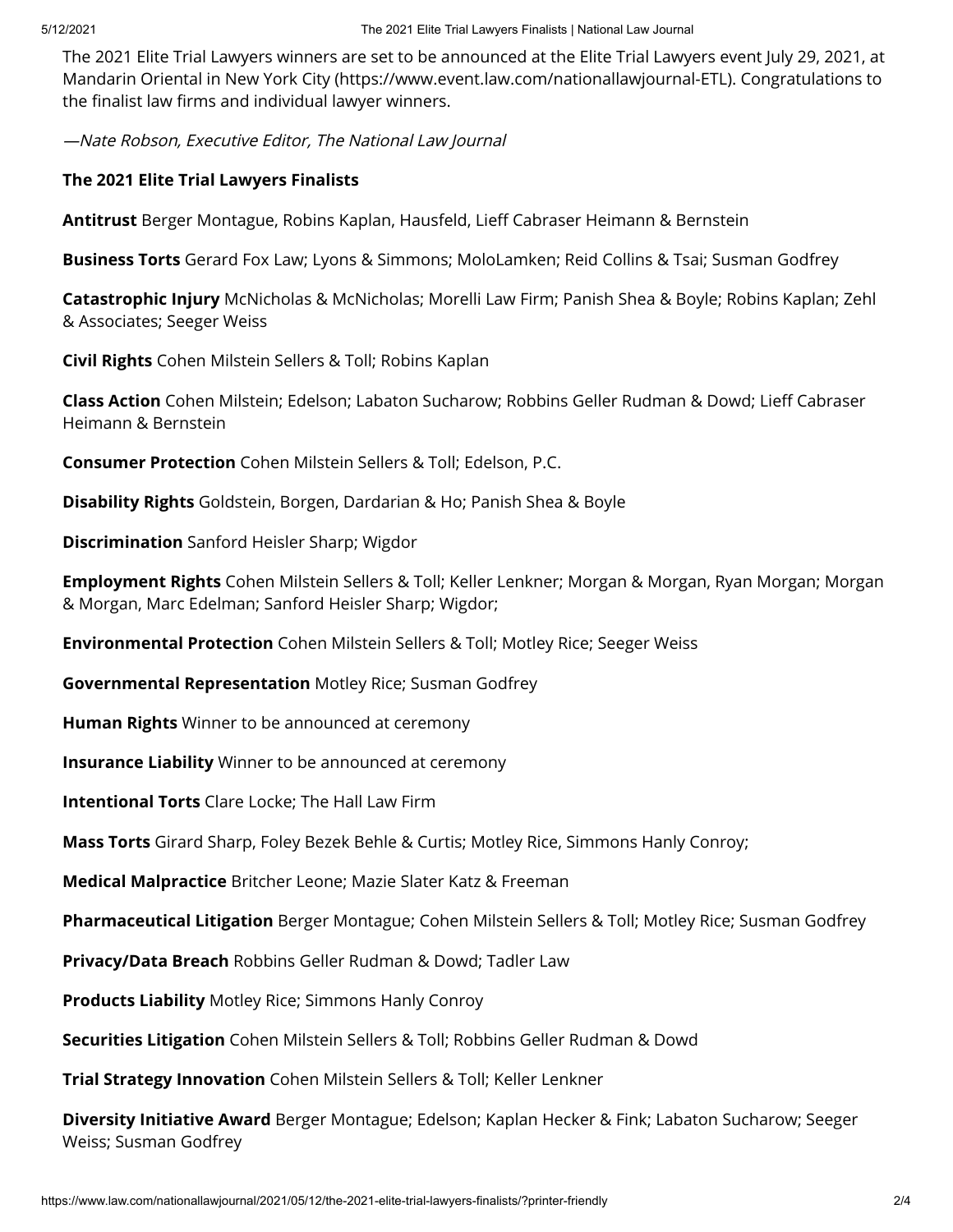The 2021 Elite Trial Lawyers winners are set to be announced at the Elite Trial Lawyers event July 29, 2021, at Mandarin Oriental in New York City (https://www.event.law.com/nationallawjournal-ETL). Congratulations to the finalist law firms and individual lawyer winners.

*—Nate Robson, Executive Editor, The National Law Journal*

**The 2021 Elite Trial Lawyers Finalists**

**Antitrust** Berger Montague, Robins Kaplan, Hausfeld, Lieff Cabraser Heimann & Bernstein

**Business Torts** Gerard Fox Law; Lyons & Simmons; MoloLamken; Reid Collins & Tsai; Susman Godfrey

**Catastrophic Injury** McNicholas & McNicholas; Morelli Law Firm; Panish Shea & Boyle; Robins Kaplan; Zehl & Associates; Seeger Weiss

**Civil Rights** Cohen Milstein Sellers & Toll; Robins Kaplan

**Class Action** Cohen Milstein; Edelson; Labaton Sucharow; Robbins Geller Rudman & Dowd; Lieff Cabraser Heimann & Bernstein

**Consumer Protection** Cohen Milstein Sellers & Toll; Edelson, P.C.

**Disability Rights** Goldstein, Borgen, Dardarian & Ho; Panish Shea & Boyle

**Discrimination** Sanford Heisler Sharp; Wigdor

**Employment Rights** Cohen Milstein Sellers & Toll; Keller Lenkner; Morgan & Morgan, Ryan Morgan; Morgan & Morgan, Marc Edelman; Sanford Heisler Sharp; Wigdor;

**Environmental Protection** Cohen Milstein Sellers & Toll; Motley Rice; Seeger Weiss

**Governmental Representation** Motley Rice; Susman Godfrey

**Human Rights** Winner to be announced at ceremony

**Insurance Liability** Winner to be announced at ceremony

**Intentional Torts** Clare Locke; The Hall Law Firm

**Mass Torts** Girard Sharp, Foley Bezek Behle & Curtis; Motley Rice, Simmons Hanly Conroy;

**Medical Malpractice** Britcher Leone; Mazie Slater Katz & Freeman

**Pharmaceutical Litigation** Berger Montague; Cohen Milstein Sellers & Toll; Motley Rice; Susman Godfrey

**Privacy/Data Breach** Robbins Geller Rudman & Dowd; Tadler Law

**Products Liability** Motley Rice; Simmons Hanly Conroy

**Securities Litigation** Cohen Milstein Sellers & Toll; Robbins Geller Rudman & Dowd

**Trial Strategy Innovation** Cohen Milstein Sellers & Toll; Keller Lenkner

**Diversity Initiative Award** Berger Montague; Edelson; Kaplan Hecker & Fink; Labaton Sucharow; Seeger Weiss; Susman Godfrey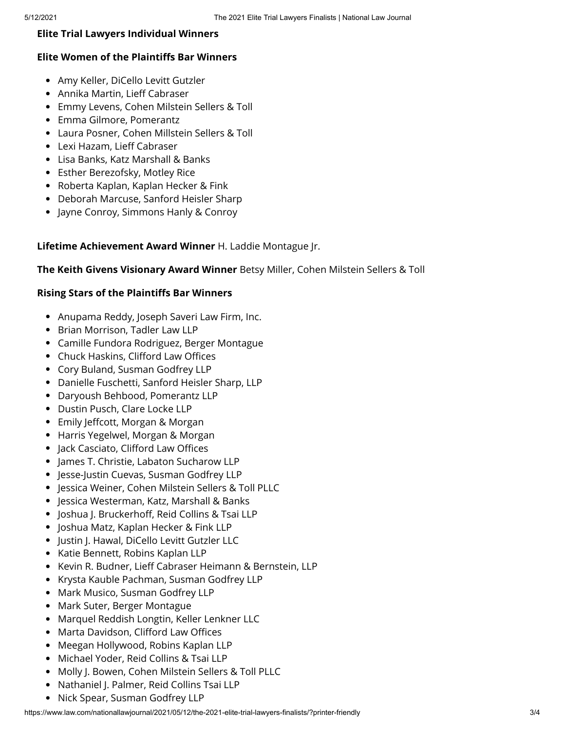**Elite Trial Lawyers Individual Winners**

**Elite Women of the Plaintiffs Bar Winners**

- Amy Keller, DiCello Levitt Gutzler
- Annika Martin, Lieff Cabraser
- Emmy Levens, Cohen Milstein Sellers & Toll
- Emma Gilmore, Pomerantz
- Laura Posner, Cohen Millstein Sellers & Toll
- Lexi Hazam, Lieff Cabraser
- Lisa Banks, Katz Marshall & Banks
- Esther Berezofsky, Motley Rice
- Roberta Kaplan, Kaplan Hecker & Fink
- Deborah Marcuse, Sanford Heisler Sharp
- Jayne Conroy, Simmons Hanly & Conroy

**Lifetime Achievement Award Winner** H. Laddie Montague Jr.

**The Keith Givens Visionary Award Winner** Betsy Miller, Cohen Milstein Sellers & Toll

**Rising Stars of the Plaintiffs Bar Winners**

- Anupama Reddy, Joseph Saveri Law Firm, Inc.
- Brian Morrison, Tadler Law LLP
- Camille Fundora Rodriguez, Berger Montague
- Chuck Haskins, Clifford Law Offices
- Cory Buland, Susman Godfrey LLP
- Danielle Fuschetti, Sanford Heisler Sharp, LLP
- Daryoush Behbood, Pomerantz LLP
- Dustin Pusch, Clare Locke LLP
- Emily Jeffcott, Morgan & Morgan
- Harris Yegelwel, Morgan & Morgan
- Jack Casciato, Clifford Law Offices
- James T. Christie, Labaton Sucharow LLP
- Jesse-Justin Cuevas, Susman Godfrey LLP
- Jessica Weiner, Cohen Milstein Sellers & Toll PLLC
- Jessica Westerman, Katz, Marshall & Banks
- Joshua J. Bruckerhoff, Reid Collins & Tsai LLP
- Joshua Matz, Kaplan Hecker & Fink LLP
- Justin J. Hawal, DiCello Levitt Gutzler LLC
- Katie Bennett, Robins Kaplan LLP
- Kevin R. Budner, Lieff Cabraser Heimann & Bernstein, LLP
- Krysta Kauble Pachman, Susman Godfrey LLP
- Mark Musico, Susman Godfrey LLP
- Mark Suter, Berger Montague
- Marquel Reddish Longtin, Keller Lenkner LLC
- Marta Davidson, Clifford Law Offices
- Meegan Hollywood, Robins Kaplan LLP
- Michael Yoder, Reid Collins & Tsai LLP
- Molly J. Bowen, Cohen Milstein Sellers & Toll PLLC
- Nathaniel J. Palmer, Reid Collins Tsai LLP
- Nick Spear, Susman Godfrey LLP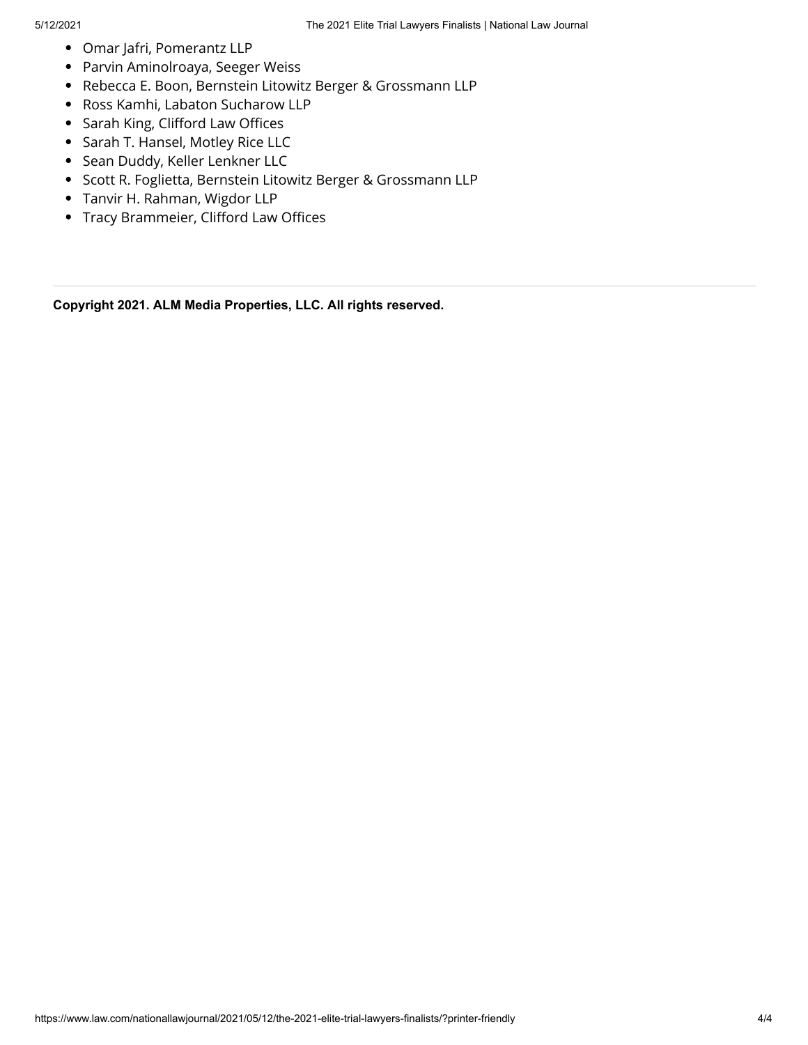- Omar Jafri, Pomerantz LLP
- Parvin Aminolroaya, Seeger Weiss
- Rebecca E. Boon, Bernstein Litowitz Berger & Grossmann LLP
- Ross Kamhi, Labaton Sucharow LLP
- Sarah King, Clifford Law Offices
- Sarah T. Hansel, Motley Rice LLC
- Sean Duddy, Keller Lenkner LLC
- Scott R. Foglietta, Bernstein Litowitz Berger & Grossmann LLP
- Tanvir H. Rahman, Wigdor LLP
- Tracy Brammeier, Clifford Law Offices

---

**Copyright 2021. ALM Media Properties, LLC. All rights reserved.**